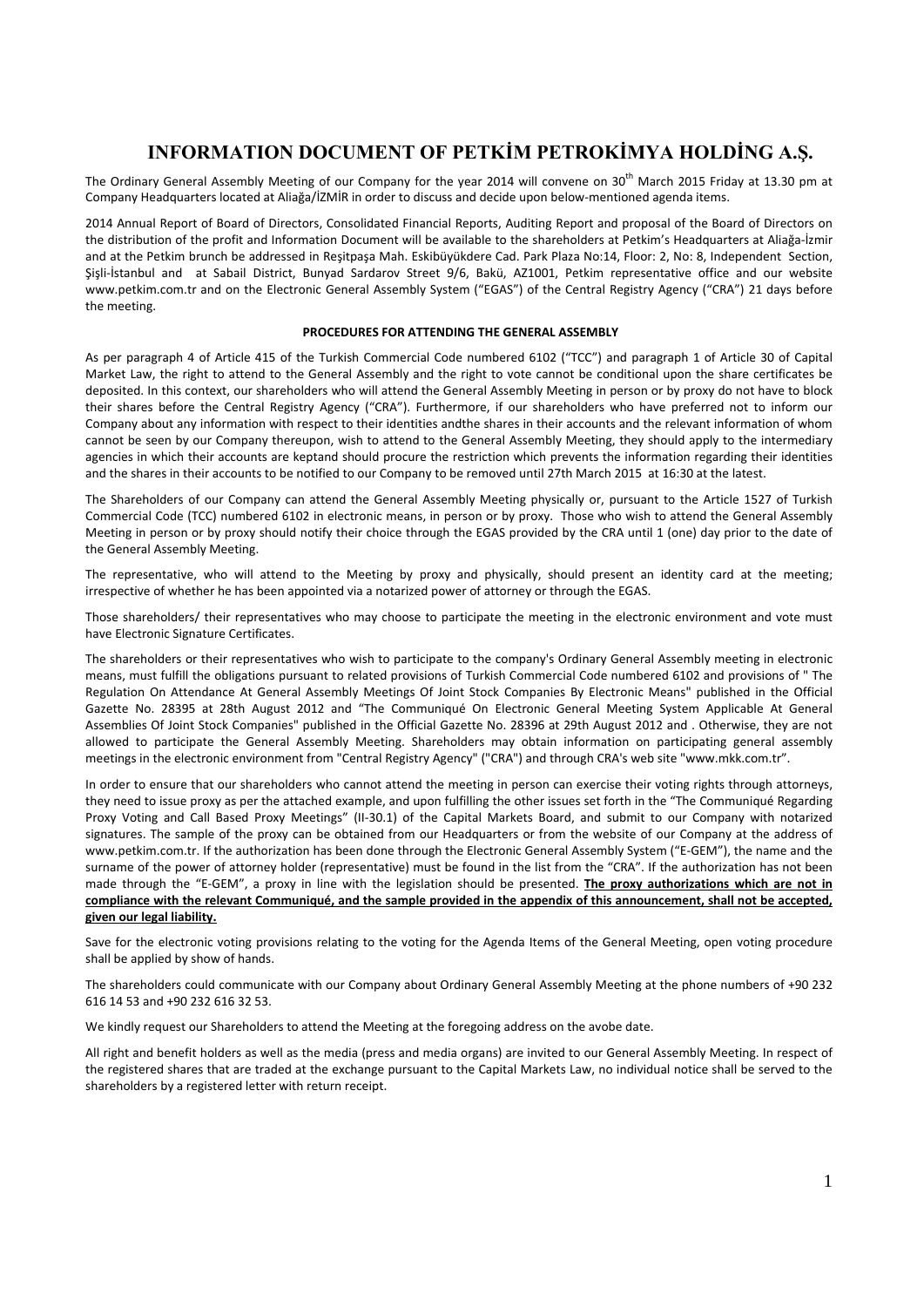# INFORMATION DOCUMENT OF PETKİM PETROKİMYA HOLDİNG A.Ş.

The Ordinary General Assembly Meeting of our Company for the year 2014 will convene on 30th March 2015 Friday at 13.30 pm at Company Headquarters located at Aliağa/İZMİR in order to discuss and decide upon below-mentioned agenda items.

2014 Annual Report of Board of Directors, Consolidated Financial Reports, Auditing Report and proposal of the Board of Directors on the distribution of the profit and Information Document will be available to the shareholders at Petkim's Headquarters at Aliağa-İzmir and at the Petkim brunch be addressed in Reşitpaşa Mah. Eskibüyükdere Cad. Park Plaza No:14, Floor: 2, No: 8, Independent Section, Şişli-İstanbul and at Sabail District, Bunyad Sardarov Street 9/6, Bakü, AZ1001, Petkim representative office and our website www.petkim.com.tr and on the Electronic General Assembly System ("EGAS") of the Central Registry Agency ("CRA") 21 days before the meeting.

**PROCEDURES FOR ATTENDING THE GENERAL ASSEMBLY**

As per paragraph 4 of Article 415 of the Turkish Commercial Code numbered 6102 ("TCC") and paragraph 1 of Article 30 of Capital Market Law, the right to attend to the General Assembly and the right to vote cannot be conditional upon the share certificates be deposited. In this context, our shareholders who will attend the General Assembly Meeting in person or by proxy do not have to block their shares before the Central Registry Agency ("CRA"). Furthermore, if our shareholders who have preferred not to inform our Company about any information with respect to their identities andthe shares in their accounts and the relevant information of whom cannot be seen by our Company thereupon, wish to attend to the General Assembly Meeting, they should apply to the intermediary agencies in which their accounts are keptand should procure the restriction which prevents the information regarding their identities and the shares in their accounts to be notified to our Company to be removed until 27th March 2015 at 16:30 at the latest.

The Shareholders of our Company can attend the General Assembly Meeting physically or, pursuant to the Article 1527 of Turkish Commercial Code (TCC) numbered 6102 in electronic means, in person or by proxy. Those who wish to attend the General Assembly Meeting in person or by proxy should notify their choice through the EGAS provided by the CRA until 1 (one) day prior to the date of the General Assembly Meeting.

The representative, who will attend to the Meeting by proxy and physically, should present an identity card at the meeting; irrespective of whether he has been appointed via a notarized power of attorney or through the EGAS.

Those shareholders/ their representatives who may choose to participate the meeting in the electronic environment and vote must have Electronic Signature Certificates.

The shareholders or their representatives who wish to participate to the company's Ordinary General Assembly meeting in electronic means, must fulfill the obligations pursuant to related provisions of Turkish Commercial Code numbered 6102 and provisions of " The Regulation On Attendance At General Assembly Meetings Of Joint Stock Companies By Electronic Means" published in the Official Gazette No. 28395 at 28th August 2012 and "The Communiqué On Electronic General Meeting System Applicable At General Assemblies Of Joint Stock Companies" published in the Official Gazette No. 28396 at 29th August 2012 and . Otherwise, they are not allowed to participate the General Assembly Meeting. Shareholders may obtain information on participating general assembly meetings in the electronic environment from "Central Registry Agency" ("CRA") and through CRA's web site "www.mkk.com.tr".

In order to ensure that our shareholders who cannot attend the meeting in person can exercise their voting rights through attorneys, they need to issue proxy as per the attached example, and upon fulfilling the other issues set forth in the "The Communiqué Regarding Proxy Voting and Call Based Proxy Meetings" (II-30.1) of the Capital Markets Board, and submit to our Company with notarized signatures. The sample of the proxy can be obtained from our Headquarters or from the website of our Company at the address of www.petkim.com.tr. If the authorization has been done through the Electronic General Assembly System ("E-GEM"), the name and the surname of the power of attorney holder (representative) must be found in the list from the "CRA". If the authorization has not been made through the "E-GEM", a proxy in line with the legislation should be presented. **The proxy authorizations which are not in compliance with the relevant Communiqué, and the sample provided in the appendix of this announcement, shall not be accepted, given our legal liability.**

Save for the electronic voting provisions relating to the voting for the Agenda Items of the General Meeting, open voting procedure shall be applied by show of hands.

The shareholders could communicate with our Company about Ordinary General Assembly Meeting at the phone numbers of +90 232 616 14 53 and +90 232 616 32 53.

We kindly request our Shareholders to attend the Meeting at the foregoing address on the avobe date.

All right and benefit holders as well as the media (press and media organs) are invited to our General Assembly Meeting. In respect of the registered shares that are traded at the exchange pursuant to the Capital Markets Law, no individual notice shall be served to the shareholders by a registered letter with return receipt.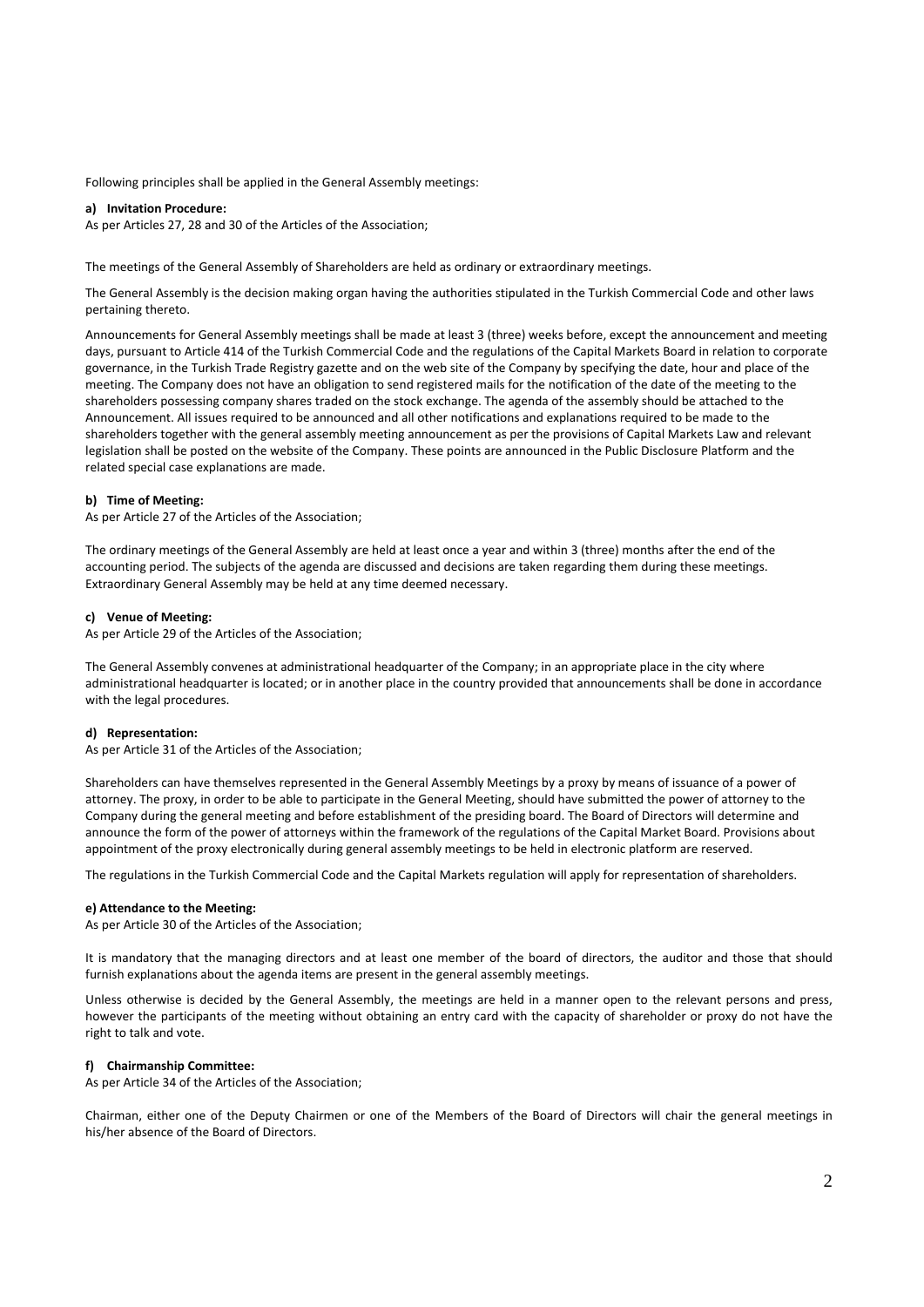Following principles shall be applied in the General Assembly meetings:

**a) Invitation Procedure:**

As per Articles 27, 28 and 30 of the Articles of the Association;

The meetings of the General Assembly of Shareholders are held as ordinary or extraordinary meetings.

The General Assembly is the decision making organ having the authorities stipulated in the Turkish Commercial Code and other laws pertaining thereto.

Announcements for General Assembly meetings shall be made at least 3 (three) weeks before, except the announcement and meeting days, pursuant to Article 414 of the Turkish Commercial Code and the regulations of the Capital Markets Board in relation to corporate governance, in the Turkish Trade Registry gazette and on the web site of the Company by specifying the date, hour and place of the meeting. The Company does not have an obligation to send registered mails for the notification of the date of the meeting to the shareholders possessing company shares traded on the stock exchange. The agenda of the assembly should be attached to the Announcement. All issues required to be announced and all other notifications and explanations required to be made to the shareholders together with the general assembly meeting announcement as per the provisions of Capital Markets Law and relevant legislation shall be posted on the website of the Company. These points are announced in the Public Disclosure Platform and the related special case explanations are made.

**b) Time of Meeting:**

As per Article 27 of the Articles of the Association;

The ordinary meetings of the General Assembly are held at least once a year and within 3 (three) months after the end of the accounting period. The subjects of the agenda are discussed and decisions are taken regarding them during these meetings. Extraordinary General Assembly may be held at any time deemed necessary.

**c) Venue of Meeting:**

As per Article 29 of the Articles of the Association;

The General Assembly convenes at administrational headquarter of the Company; in an appropriate place in the city where administrational headquarter is located; or in another place in the country provided that announcements shall be done in accordance with the legal procedures.

**d) Representation:**

As per Article 31 of the Articles of the Association;

Shareholders can have themselves represented in the General Assembly Meetings by a proxy by means of issuance of a power of attorney. The proxy, in order to be able to participate in the General Meeting, should have submitted the power of attorney to the Company during the general meeting and before establishment of the presiding board. The Board of Directors will determine and announce the form of the power of attorneys within the framework of the regulations of the Capital Market Board. Provisions about appointment of the proxy electronically during general assembly meetings to be held in electronic platform are reserved.

The regulations in the Turkish Commercial Code and the Capital Markets regulation will apply for representation of shareholders.

**e) Attendance to the Meeting:**

As per Article 30 of the Articles of the Association;

It is mandatory that the managing directors and at least one member of the board of directors, the auditor and those that should furnish explanations about the agenda items are present in the general assembly meetings.

Unless otherwise is decided by the General Assembly, the meetings are held in a manner open to the relevant persons and press, however the participants of the meeting without obtaining an entry card with the capacity of shareholder or proxy do not have the right to talk and vote.

**f) Chairmanship Committee:**

As per Article 34 of the Articles of the Association;

Chairman, either one of the Deputy Chairmen or one of the Members of the Board of Directors will chair the general meetings in his/her absence of the Board of Directors.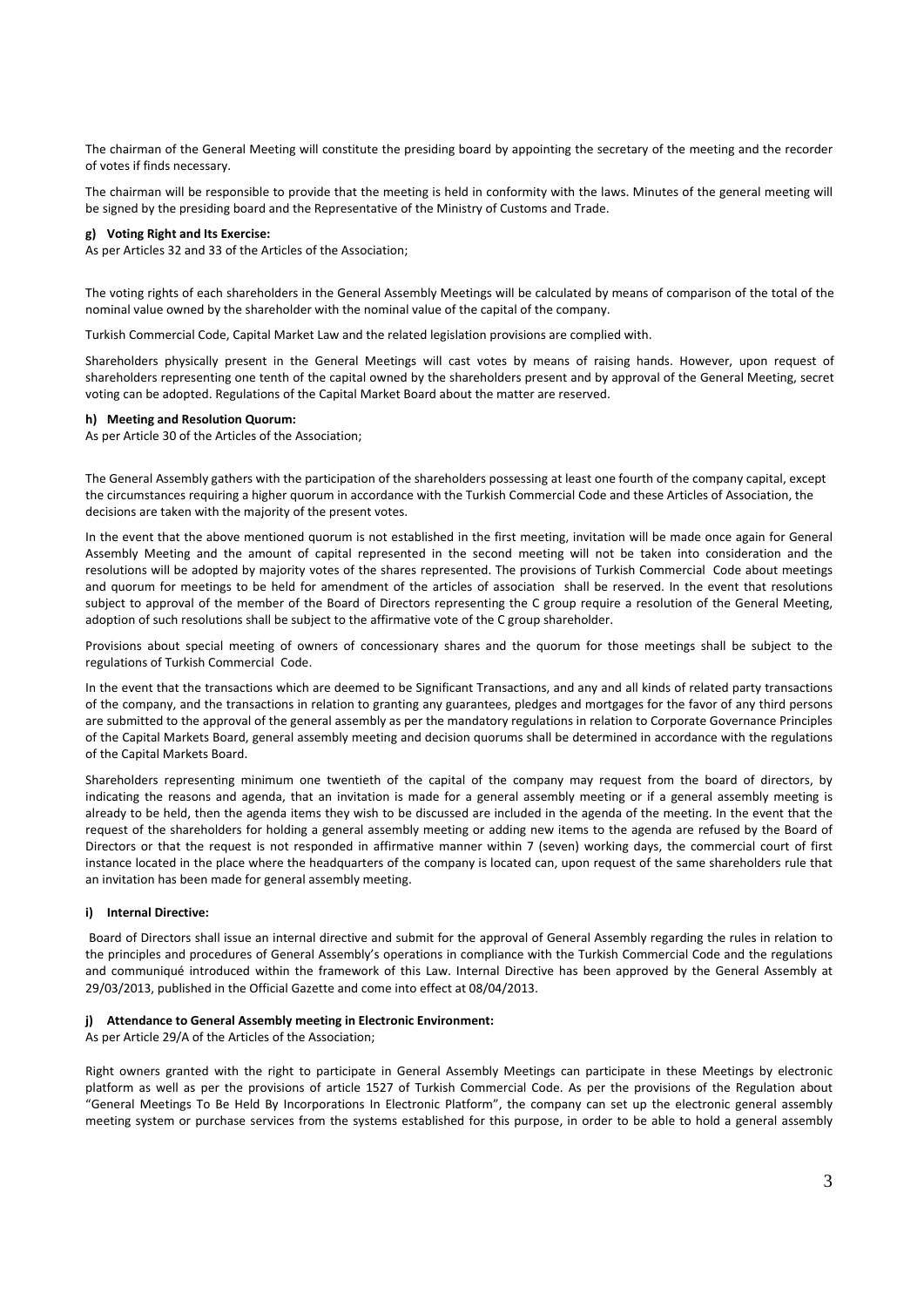The chairman of the General Meeting will constitute the presiding board by appointing the secretary of the meeting and the recorder of votes if finds necessary.

The chairman will be responsible to provide that the meeting is held in conformity with the laws. Minutes of the general meeting will be signed by the presiding board and the Representative of the Ministry of Customs and Trade.

**g) Voting Right and Its Exercise:**

As per Articles 32 and 33 of the Articles of the Association;

The voting rights of each shareholders in the General Assembly Meetings will be calculated by means of comparison of the total of the nominal value owned by the shareholder with the nominal value of the capital of the company.

Turkish Commercial Code, Capital Market Law and the related legislation provisions are complied with.

Shareholders physically present in the General Meetings will cast votes by means of raising hands. However, upon request of shareholders representing one tenth of the capital owned by the shareholders present and by approval of the General Meeting, secret voting can be adopted. Regulations of the Capital Market Board about the matter are reserved.

**h) Meeting and Resolution Quorum:**

As per Article 30 of the Articles of the Association;

The General Assembly gathers with the participation of the shareholders possessing at least one fourth of the company capital, except the circumstances requiring a higher quorum in accordance with the Turkish Commercial Code and these Articles of Association, the decisions are taken with the majority of the present votes.

In the event that the above mentioned quorum is not established in the first meeting, invitation will be made once again for General Assembly Meeting and the amount of capital represented in the second meeting will not be taken into consideration and the resolutions will be adopted by majority votes of the shares represented. The provisions of Turkish Commercial Code about meetings and quorum for meetings to be held for amendment of the articles of association shall be reserved. In the event that resolutions subject to approval of the member of the Board of Directors representing the C group require a resolution of the General Meeting, adoption of such resolutions shall be subject to the affirmative vote of the C group shareholder.

Provisions about special meeting of owners of concessionary shares and the quorum for those meetings shall be subject to the regulations of Turkish Commercial Code.

In the event that the transactions which are deemed to be Significant Transactions, and any and all kinds of related party transactions of the company, and the transactions in relation to granting any guarantees, pledges and mortgages for the favor of any third persons are submitted to the approval of the general assembly as per the mandatory regulations in relation to Corporate Governance Principles of the Capital Markets Board, general assembly meeting and decision quorums shall be determined in accordance with the regulations of the Capital Markets Board.

Shareholders representing minimum one twentieth of the capital of the company may request from the board of directors, by indicating the reasons and agenda, that an invitation is made for a general assembly meeting or if a general assembly meeting is already to be held, then the agenda items they wish to be discussed are included in the agenda of the meeting. In the event that the request of the shareholders for holding a general assembly meeting or adding new items to the agenda are refused by the Board of Directors or that the request is not responded in affirmative manner within 7 (seven) working days, the commercial court of first instance located in the place where the headquarters of the company is located can, upon request of the same shareholders rule that an invitation has been made for general assembly meeting.

**i) Internal Directive:**

Board of Directors shall issue an internal directive and submit for the approval of General Assembly regarding the rules in relation to the principles and procedures of General Assembly's operations in compliance with the Turkish Commercial Code and the regulations and communiqué introduced within the framework of this Law. Internal Directive has been approved by the General Assembly at 29/03/2013, published in the Official Gazette and come into effect at 08/04/2013.

**j) Attendance to General Assembly meeting in Electronic Environment:**

As per Article 29/A of the Articles of the Association;

Right owners granted with the right to participate in General Assembly Meetings can participate in these Meetings by electronic platform as well as per the provisions of article 1527 of Turkish Commercial Code. As per the provisions of the Regulation about "General Meetings To Be Held By Incorporations In Electronic Platform", the company can set up the electronic general assembly meeting system or purchase services from the systems established for this purpose, in order to be able to hold a general assembly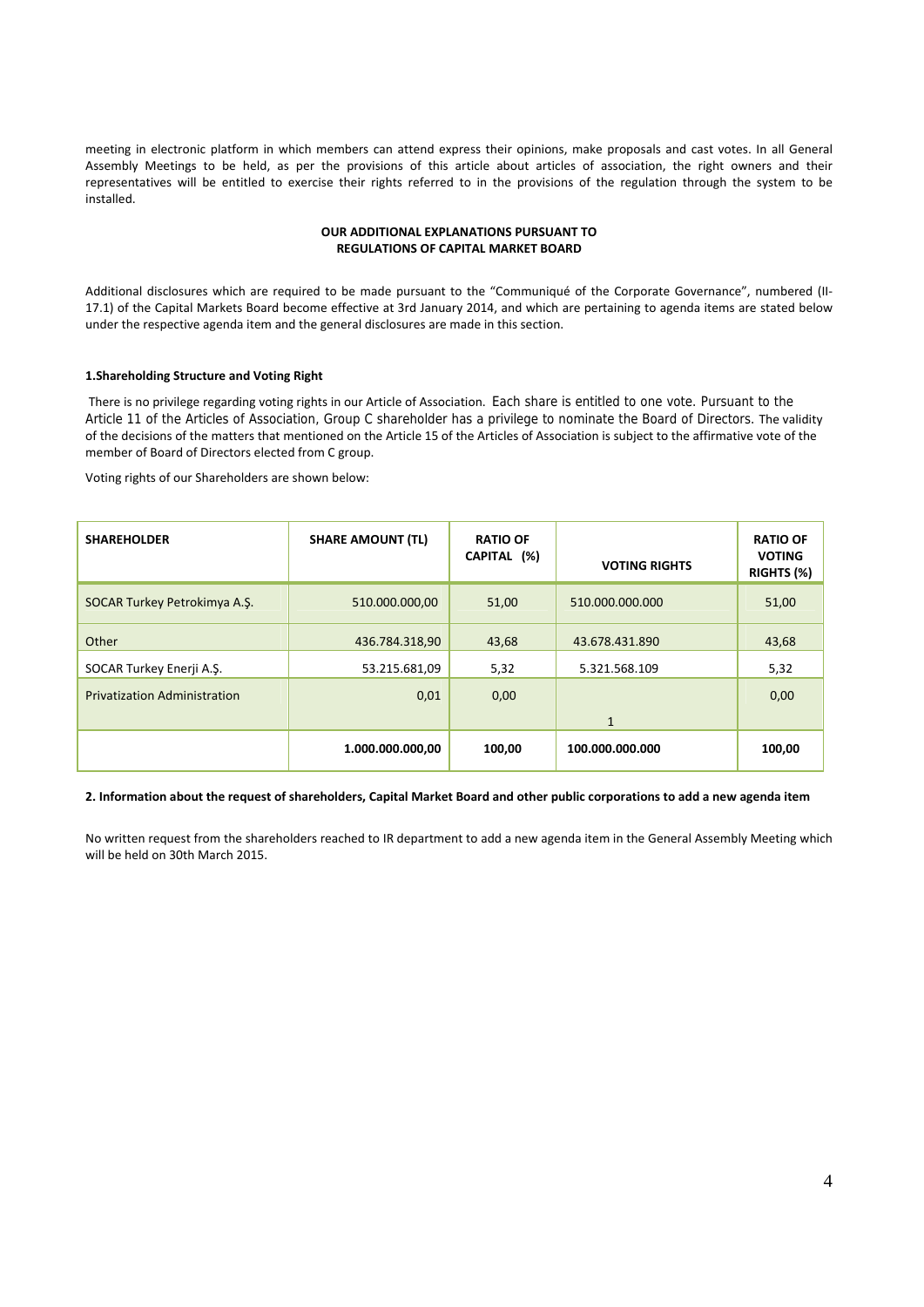meeting in electronic platform in which members can attend express their opinions, make proposals and cast votes. In all General Assembly Meetings to be held, as per the provisions of this article about articles of association, the right owners and their representatives will be entitled to exercise their rights referred to in the provisions of the regulation through the system to be installed.

**OUR ADDITIONAL EXPLANATIONS PURSUANT TO REGULATIONS OF CAPITAL MARKET BOARD**

Additional disclosures which are required to be made pursuant to the "Communiqué of the Corporate Governance", numbered (II-17.1) of the Capital Markets Board become effective at 3rd January 2014, and which are pertaining to agenda items are stated below under the respective agenda item and the general disclosures are made in this section.

**1.Shareholding Structure and Voting Right**

There is no privilege regarding voting rights in our Article of Association. Each share is entitled to one vote. Pursuant to the Article 11 of the Articles of Association, Group C shareholder has a privilege to nominate the Board of Directors. The validity of the decisions of the matters that mentioned on the Article 15 of the Articles of Association is subject to the affirmative vote of the member of Board of Directors elected from C group.

Voting rights of our Shareholders are shown below:

| SHAREHOLDER | SHARE AMOUNT (TL) | RATIO OF CAPITAL (%) | VOTING RIGHTS | RATIO OF VOTING RIGHTS (%) |
|---|---|---|---|---|
| SOCAR Turkey Petrokimya A.Ş. | 510.000.000,00 | 51,00 | 510.000.000.000 | 51,00 |
| Other | 436.784.318,90 | 43,68 | 43.678.431.890 | 43,68 |
| SOCAR Turkey Enerji A.Ş. | 53.215.681,09 | 5,32 | 5.321.568.109 | 5,32 |
| Privatization Administration | 0,01 | 0,00 | 1 | 0,00 |
| | **1.000.000.000,00** | **100,00** | **100.000.000.000** | **100,00** |

**2. Information about the request of shareholders, Capital Market Board and other public corporations to add a new agenda item**

No written request from the shareholders reached to IR department to add a new agenda item in the General Assembly Meeting which will be held on 30th March 2015.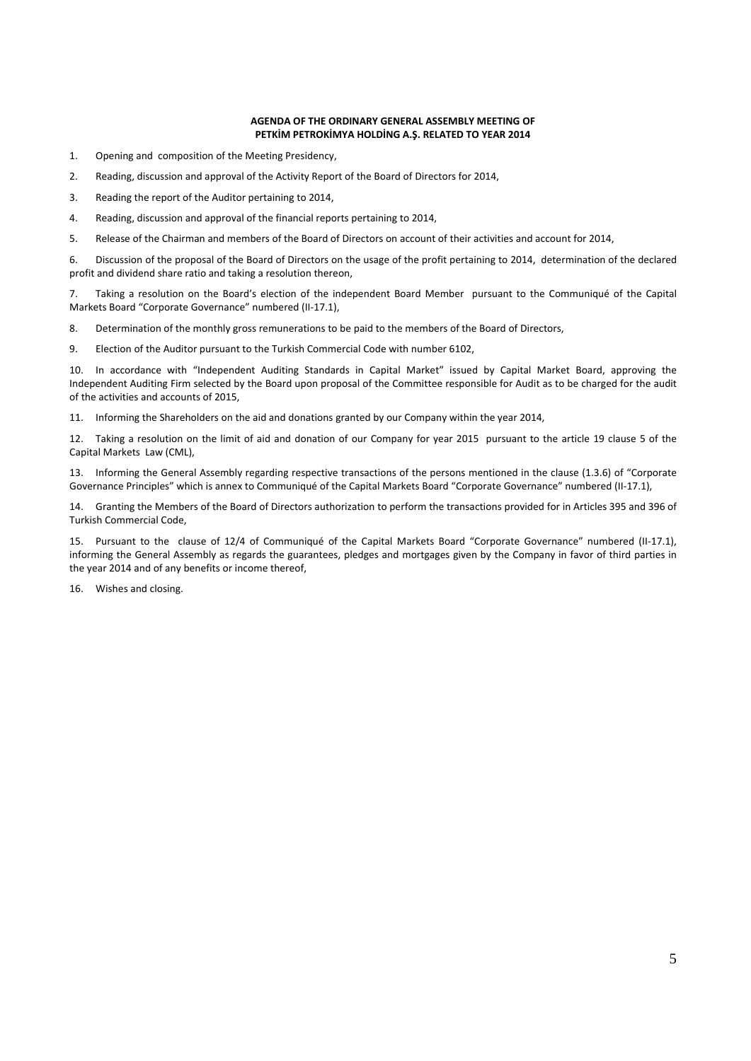**AGENDA OF THE ORDINARY GENERAL ASSEMBLY MEETING OF PETKİM PETROKİMYA HOLDİNG A.Ş. RELATED TO YEAR 2014**

1. Opening and composition of the Meeting Presidency,

2. Reading, discussion and approval of the Activity Report of the Board of Directors for 2014,

3. Reading the report of the Auditor pertaining to 2014,

4. Reading, discussion and approval of the financial reports pertaining to 2014,

5. Release of the Chairman and members of the Board of Directors on account of their activities and account for 2014,

6. Discussion of the proposal of the Board of Directors on the usage of the profit pertaining to 2014, determination of the declared profit and dividend share ratio and taking a resolution thereon,

7. Taking a resolution on the Board's election of the independent Board Member pursuant to the Communiqué of the Capital Markets Board "Corporate Governance" numbered (II-17.1),

8. Determination of the monthly gross remunerations to be paid to the members of the Board of Directors,

9. Election of the Auditor pursuant to the Turkish Commercial Code with number 6102,

10. In accordance with "Independent Auditing Standards in Capital Market" issued by Capital Market Board, approving the Independent Auditing Firm selected by the Board upon proposal of the Committee responsible for Audit as to be charged for the audit of the activities and accounts of 2015,

11. Informing the Shareholders on the aid and donations granted by our Company within the year 2014,

12. Taking a resolution on the limit of aid and donation of our Company for year 2015 pursuant to the article 19 clause 5 of the Capital Markets Law (CML),

13. Informing the General Assembly regarding respective transactions of the persons mentioned in the clause (1.3.6) of "Corporate Governance Principles" which is annex to Communiqué of the Capital Markets Board "Corporate Governance" numbered (II-17.1),

14. Granting the Members of the Board of Directors authorization to perform the transactions provided for in Articles 395 and 396 of Turkish Commercial Code,

15. Pursuant to the clause of 12/4 of Communiqué of the Capital Markets Board "Corporate Governance" numbered (II-17.1), informing the General Assembly as regards the guarantees, pledges and mortgages given by the Company in favor of third parties in the year 2014 and of any benefits or income thereof,

16. Wishes and closing.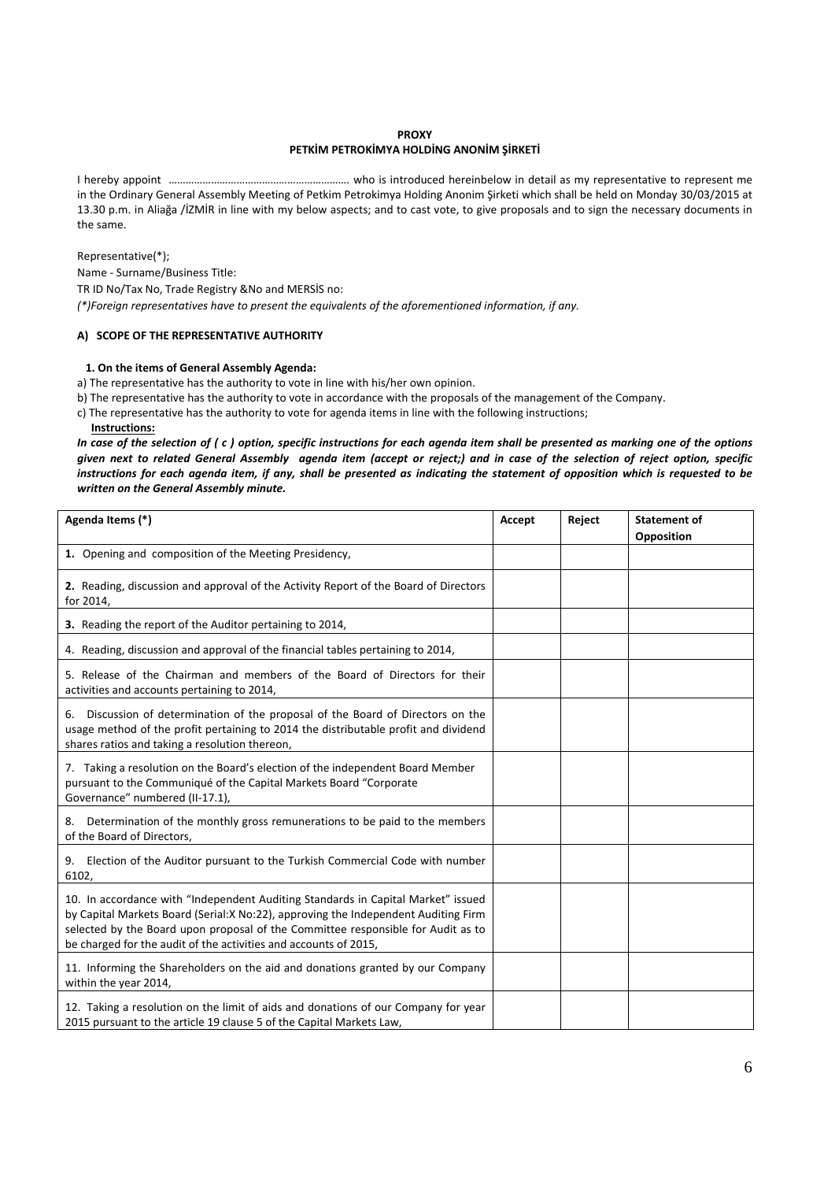**PROXY**

**PETKİM PETROKİMYA HOLDİNG ANONİM ŞİRKETİ**

I hereby appoint ……………………………………………………… who is introduced hereinbelow in detail as my representative to represent me in the Ordinary General Assembly Meeting of Petkim Petrokimya Holding Anonim Şirketi which shall be held on Monday 30/03/2015 at 13.30 p.m. in Aliağa /İZMİR in line with my below aspects; and to cast vote, to give proposals and to sign the necessary documents in the same.

Representative(*);

Name - Surname/Business Title:

TR ID No/Tax No, Trade Registry &No and MERSİS no:

*(*)Foreign representatives have to present the equivalents of the aforementioned information, if any.*

**A) SCOPE OF THE REPRESENTATIVE AUTHORITY**

**1. On the items of General Assembly Agenda:**

a) The representative has the authority to vote in line with his/her own opinion.

b) The representative has the authority to vote in accordance with the proposals of the management of the Company.

c) The representative has the authority to vote for agenda items in line with the following instructions;

**Instructions:**

***In case of the selection of ( c ) option, specific instructions for each agenda item shall be presented as marking one of the options given next to related General Assembly agenda item (accept or reject;) and in case of the selection of reject option, specific instructions for each agenda item, if any, shall be presented as indicating the statement of opposition which is requested to be written on the General Assembly minute.***

| Agenda Items (*) | Accept | Reject | Statement of Opposition |
|---|---|---|---|
| **1.** Opening and composition of the Meeting Presidency, | | | |
| **2.** Reading, discussion and approval of the Activity Report of the Board of Directors for 2014, | | | |
| **3.** Reading the report of the Auditor pertaining to 2014, | | | |
| 4. Reading, discussion and approval of the financial tables pertaining to 2014, | | | |
| 5. Release of the Chairman and members of the Board of Directors for their activities and accounts pertaining to 2014, | | | |
| 6. Discussion of determination of the proposal of the Board of Directors on the usage method of the profit pertaining to 2014 the distributable profit and dividend shares ratios and taking a resolution thereon, | | | |
| 7. Taking a resolution on the Board's election of the independent Board Member pursuant to the Communiqué of the Capital Markets Board "Corporate Governance" numbered (II-17.1), | | | |
| 8. Determination of the monthly gross remunerations to be paid to the members of the Board of Directors, | | | |
| 9. Election of the Auditor pursuant to the Turkish Commercial Code with number 6102, | | | |
| 10. In accordance with "Independent Auditing Standards in Capital Market" issued by Capital Markets Board (Serial:X No:22), approving the Independent Auditing Firm selected by the Board upon proposal of the Committee responsible for Audit as to be charged for the audit of the activities and accounts of 2015, | | | |
| 11. Informing the Shareholders on the aid and donations granted by our Company within the year 2014, | | | |
| 12. Taking a resolution on the limit of aids and donations of our Company for year 2015 pursuant to the article 19 clause 5 of the Capital Markets Law, | | | |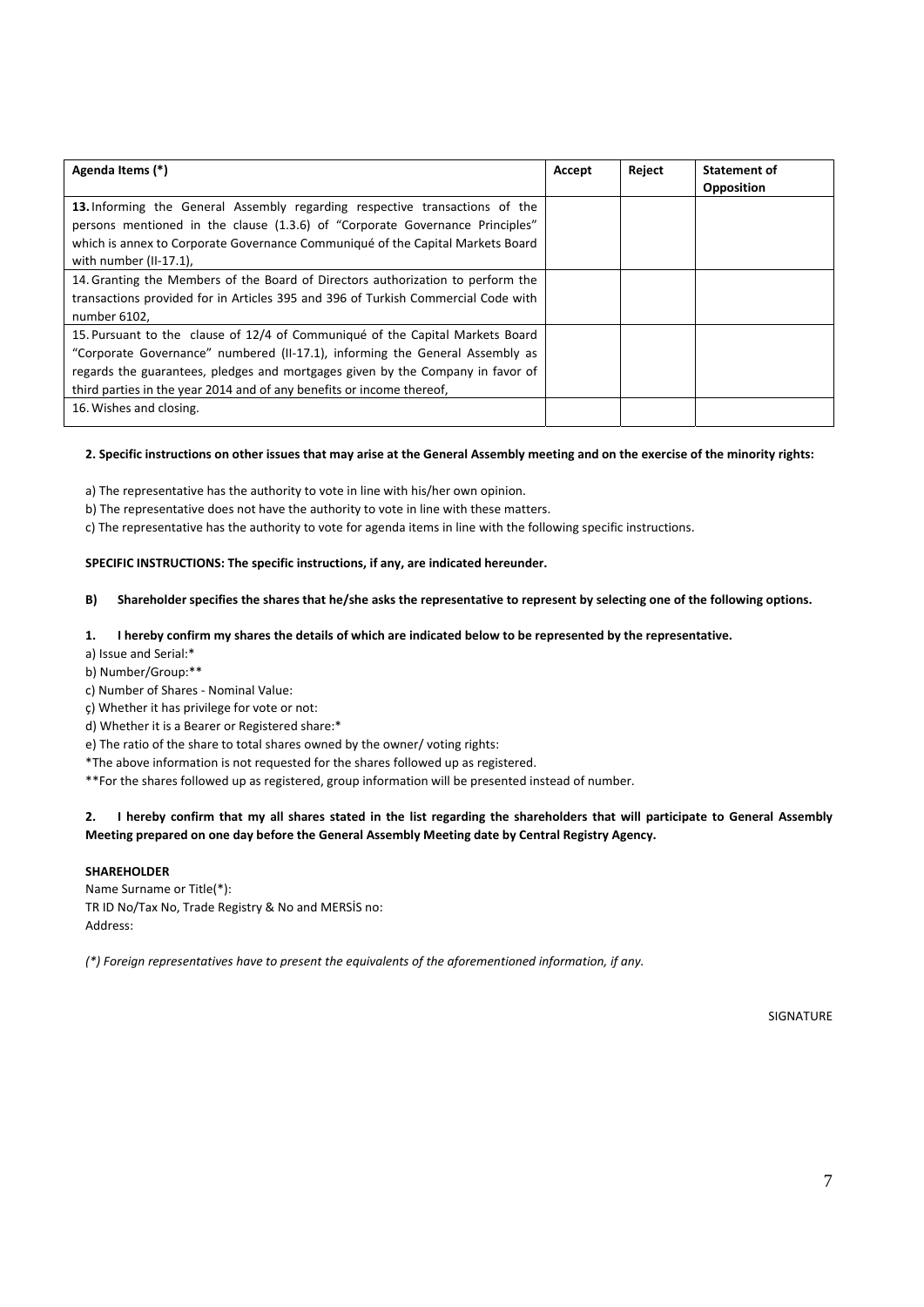| Agenda Items (*) | Accept | Reject | Statement of Opposition |
|---|---|---|---|
| **13.** Informing the General Assembly regarding respective transactions of the persons mentioned in the clause (1.3.6) of "Corporate Governance Principles" which is annex to Corporate Governance Communiqué of the Capital Markets Board with number (II-17.1), | | | |
| 14. Granting the Members of the Board of Directors authorization to perform the transactions provided for in Articles 395 and 396 of Turkish Commercial Code with number 6102, | | | |
| 15. Pursuant to the clause of 12/4 of Communiqué of the Capital Markets Board "Corporate Governance" numbered (II-17.1), informing the General Assembly as regards the guarantees, pledges and mortgages given by the Company in favor of third parties in the year 2014 and of any benefits or income thereof, | | | |
| 16. Wishes and closing. | | | |

**2. Specific instructions on other issues that may arise at the General Assembly meeting and on the exercise of the minority rights:**

a) The representative has the authority to vote in line with his/her own opinion.

b) The representative does not have the authority to vote in line with these matters.

c) The representative has the authority to vote for agenda items in line with the following specific instructions.

**SPECIFIC INSTRUCTIONS: The specific instructions, if any, are indicated hereunder.**

**B) Shareholder specifies the shares that he/she asks the representative to represent by selecting one of the following options.**

**1. I hereby confirm my shares the details of which are indicated below to be represented by the representative.**

a) Issue and Serial:*

b) Number/Group:**

c) Number of Shares - Nominal Value:

ç) Whether it has privilege for vote or not:

d) Whether it is a Bearer or Registered share:*

e) The ratio of the share to total shares owned by the owner/ voting rights:

*The above information is not requested for the shares followed up as registered.

**For the shares followed up as registered, group information will be presented instead of number.

**2. I hereby confirm that my all shares stated in the list regarding the shareholders that will participate to General Assembly Meeting prepared on one day before the General Assembly Meeting date by Central Registry Agency.**

**SHAREHOLDER**

Name Surname or Title(*):

TR ID No/Tax No, Trade Registry & No and MERSİS no:

Address:

*(*) Foreign representatives have to present the equivalents of the aforementioned information, if any.*

SIGNATURE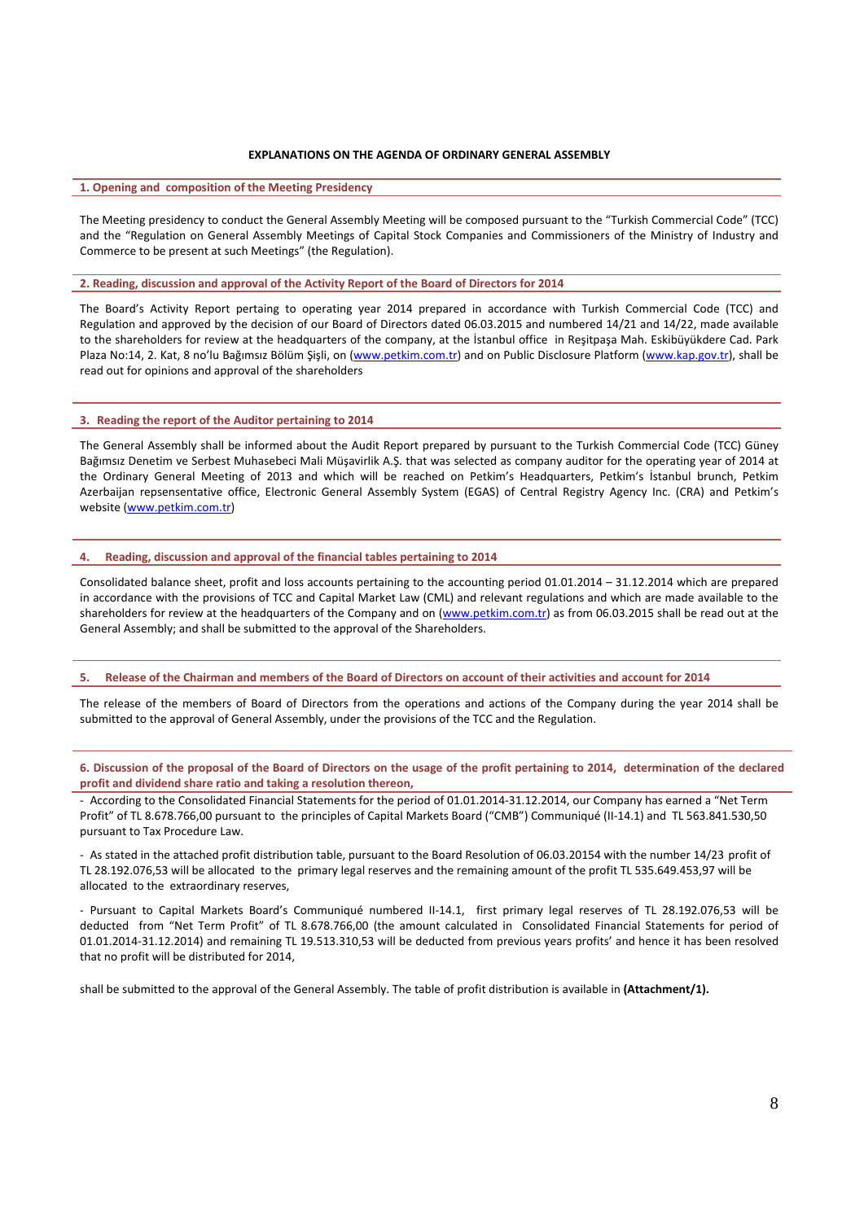# EXPLANATIONS ON THE AGENDA OF ORDINARY GENERAL ASSEMBLY

## 1. Opening and composition of the Meeting Presidency

The Meeting presidency to conduct the General Assembly Meeting will be composed pursuant to the "Turkish Commercial Code" (TCC) and the "Regulation on General Assembly Meetings of Capital Stock Companies and Commissioners of the Ministry of Industry and Commerce to be present at such Meetings" (the Regulation).

## 2. Reading, discussion and approval of the Activity Report of the Board of Directors for 2014

The Board's Activity Report pertaing to operating year 2014 prepared in accordance with Turkish Commercial Code (TCC) and Regulation and approved by the decision of our Board of Directors dated 06.03.2015 and numbered 14/21 and 14/22, made available to the shareholders for review at the headquarters of the company, at the İstanbul office in Reşitpaşa Mah. Eskibüyükdere Cad. Park Plaza No:14, 2. Kat, 8 no'lu Bağımsız Bölüm Şişli, on (www.petkim.com.tr) and on Public Disclosure Platform (www.kap.gov.tr), shall be read out for opinions and approval of the shareholders

## 3. Reading the report of the Auditor pertaining to 2014

The General Assembly shall be informed about the Audit Report prepared by pursuant to the Turkish Commercial Code (TCC) Güney Bağımsız Denetim ve Serbest Muhasebeci Mali Müşavirlik A.Ş. that was selected as company auditor for the operating year of 2014 at the Ordinary General Meeting of 2013 and which will be reached on Petkim's Headquarters, Petkim's İstanbul brunch, Petkim Azerbaijan repsensentative office, Electronic General Assembly System (EGAS) of Central Registry Agency Inc. (CRA) and Petkim's website (www.petkim.com.tr)

## 4. Reading, discussion and approval of the financial tables pertaining to 2014

Consolidated balance sheet, profit and loss accounts pertaining to the accounting period 01.01.2014 – 31.12.2014 which are prepared in accordance with the provisions of TCC and Capital Market Law (CML) and relevant regulations and which are made available to the shareholders for review at the headquarters of the Company and on (www.petkim.com.tr) as from 06.03.2015 shall be read out at the General Assembly; and shall be submitted to the approval of the Shareholders.

## 5. Release of the Chairman and members of the Board of Directors on account of their activities and account for 2014

The release of the members of Board of Directors from the operations and actions of the Company during the year 2014 shall be submitted to the approval of General Assembly, under the provisions of the TCC and the Regulation.

## 6. Discussion of the proposal of the Board of Directors on the usage of the profit pertaining to 2014, determination of the declared profit and dividend share ratio and taking a resolution thereon,

- According to the Consolidated Financial Statements for the period of 01.01.2014-31.12.2014, our Company has earned a "Net Term Profit" of TL 8.678.766,00 pursuant to the principles of Capital Markets Board ("CMB") Communiqué (II-14.1) and TL 563.841.530,50 pursuant to Tax Procedure Law.

- As stated in the attached profit distribution table, pursuant to the Board Resolution of 06.03.20154 with the number 14/23 profit of TL 28.192.076,53 will be allocated to the primary legal reserves and the remaining amount of the profit TL 535.649.453,97 will be allocated to the extraordinary reserves,

- Pursuant to Capital Markets Board's Communiqué numbered II-14.1, first primary legal reserves of TL 28.192.076,53 will be deducted from "Net Term Profit" of TL 8.678.766,00 (the amount calculated in Consolidated Financial Statements for period of 01.01.2014-31.12.2014) and remaining TL 19.513.310,53 will be deducted from previous years profits' and hence it has been resolved that no profit will be distributed for 2014,

shall be submitted to the approval of the General Assembly. The table of profit distribution is available in **(Attachment/1).**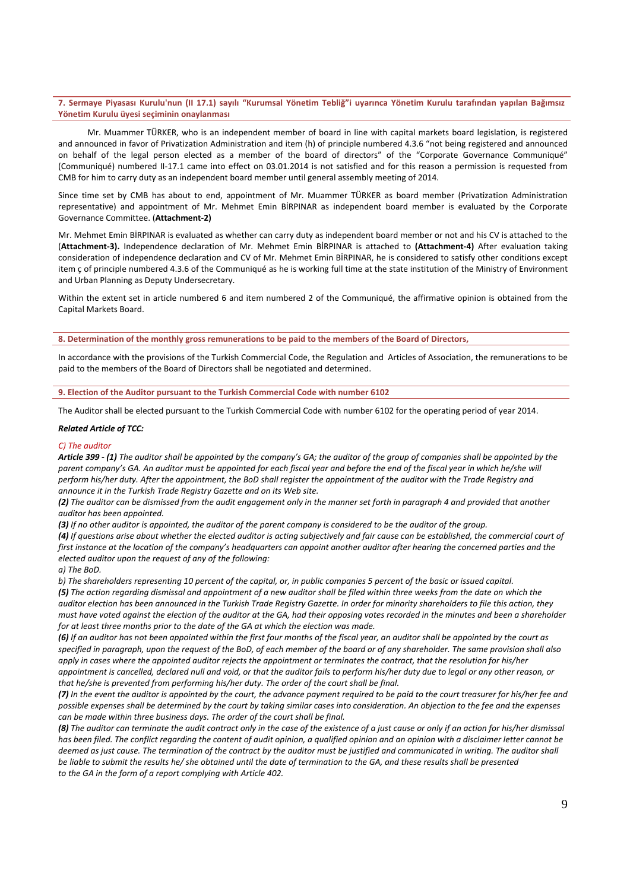**7. Sermaye Piyasası Kurulu'nun (II 17.1) sayılı "Kurumsal Yönetim Tebliğ"i uyarınca Yönetim Kurulu tarafından yapılan Bağımsız Yönetim Kurulu üyesi seçiminin onaylanması**

Mr. Muammer TÜRKER, who is an independent member of board in line with capital markets board legislation, is registered and announced in favor of Privatization Administration and item (h) of principle numbered 4.3.6 "not being registered and announced on behalf of the legal person elected as a member of the board of directors" of the "Corporate Governance Communiqué" (Communiqué) numbered II-17.1 came into effect on 03.01.2014 is not satisfied and for this reason a permission is requested from CMB for him to carry duty as an independent board member until general assembly meeting of 2014.

Since time set by CMB has about to end, appointment of Mr. Muammer TÜRKER as board member (Privatization Administration representative) and appointment of Mr. Mehmet Emin BİRPINAR as independent board member is evaluated by the Corporate Governance Committee. (**Attachment-2)**

Mr. Mehmet Emin BİRPINAR is evaluated as whether can carry duty as independent board member or not and his CV is attached to the (**Attachment-3).** Independence declaration of Mr. Mehmet Emin BİRPINAR is attached to **(Attachment-4)** After evaluation taking consideration of independence declaration and CV of Mr. Mehmet Emin BİRPINAR, he is considered to satisfy other conditions except item ç of principle numbered 4.3.6 of the Communiqué as he is working full time at the state institution of the Ministry of Environment and Urban Planning as Deputy Undersecretary.

Within the extent set in article numbered 6 and item numbered 2 of the Communiqué, the affirmative opinion is obtained from the Capital Markets Board.

**8. Determination of the monthly gross remunerations to be paid to the members of the Board of Directors,**

In accordance with the provisions of the Turkish Commercial Code, the Regulation and Articles of Association, the remunerations to be paid to the members of the Board of Directors shall be negotiated and determined.

**9. Election of the Auditor pursuant to the Turkish Commercial Code with number 6102**

The Auditor shall be elected pursuant to the Turkish Commercial Code with number 6102 for the operating period of year 2014.

***Related Article of TCC:***

*C) The auditor*

***Article 399 - (1)*** *The auditor shall be appointed by the company's GA; the auditor of the group of companies shall be appointed by the parent company's GA. An auditor must be appointed for each fiscal year and before the end of the fiscal year in which he/she will perform his/her duty. After the appointment, the BoD shall register the appointment of the auditor with the Trade Registry and announce it in the Turkish Trade Registry Gazette and on its Web site.*

***(2)*** *The auditor can be dismissed from the audit engagement only in the manner set forth in paragraph 4 and provided that another auditor has been appointed.*

***(3)*** *If no other auditor is appointed, the auditor of the parent company is considered to be the auditor of the group.*

***(4)*** *If questions arise about whether the elected auditor is acting subjectively and fair cause can be established, the commercial court of first instance at the location of the company's headquarters can appoint another auditor after hearing the concerned parties and the elected auditor upon the request of any of the following:*

*a) The BoD.*

*b) The shareholders representing 10 percent of the capital, or, in public companies 5 percent of the basic or issued capital.*

***(5)*** *The action regarding dismissal and appointment of a new auditor shall be filed within three weeks from the date on which the auditor election has been announced in the Turkish Trade Registry Gazette. In order for minority shareholders to file this action, they must have voted against the election of the auditor at the GA, had their opposing votes recorded in the minutes and been a shareholder for at least three months prior to the date of the GA at which the election was made.*

***(6)*** *If an auditor has not been appointed within the first four months of the fiscal year, an auditor shall be appointed by the court as specified in paragraph, upon the request of the BoD, of each member of the board or of any shareholder. The same provision shall also apply in cases where the appointed auditor rejects the appointment or terminates the contract, that the resolution for his/her appointment is cancelled, declared null and void, or that the auditor fails to perform his/her duty due to legal or any other reason, or that he/she is prevented from performing his/her duty. The order of the court shall be final.*

***(7)*** *In the event the auditor is appointed by the court, the advance payment required to be paid to the court treasurer for his/her fee and possible expenses shall be determined by the court by taking similar cases into consideration. An objection to the fee and the expenses can be made within three business days. The order of the court shall be final.*

***(8)*** *The auditor can terminate the audit contract only in the case of the existence of a just cause or only if an action for his/her dismissal has been filed. The conflict regarding the content of audit opinion, a qualified opinion and an opinion with a disclaimer letter cannot be deemed as just cause. The termination of the contract by the auditor must be justified and communicated in writing. The auditor shall be liable to submit the results he/ she obtained until the date of termination to the GA, and these results shall be presented to the GA in the form of a report complying with Article 402.*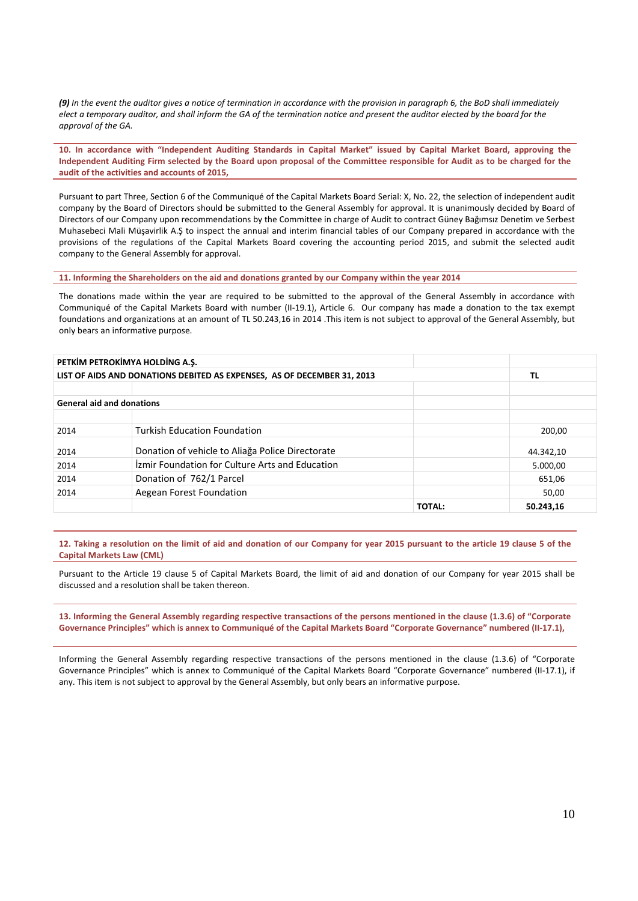***(9)** In the event the auditor gives a notice of termination in accordance with the provision in paragraph 6, the BoD shall immediately elect a temporary auditor, and shall inform the GA of the termination notice and present the auditor elected by the board for the approval of the GA.*

**10. In accordance with "Independent Auditing Standards in Capital Market" issued by Capital Market Board, approving the Independent Auditing Firm selected by the Board upon proposal of the Committee responsible for Audit as to be charged for the audit of the activities and accounts of 2015,**

Pursuant to part Three, Section 6 of the Communiqué of the Capital Markets Board Serial: X, No. 22, the selection of independent audit company by the Board of Directors should be submitted to the General Assembly for approval. It is unanimously decided by Board of Directors of our Company upon recommendations by the Committee in charge of Audit to contract Güney Bağımsız Denetim ve Serbest Muhasebeci Mali Müşavirlik A.Ş to inspect the annual and interim financial tables of our Company prepared in accordance with the provisions of the regulations of the Capital Markets Board covering the accounting period 2015, and submit the selected audit company to the General Assembly for approval.

**11. Informing the Shareholders on the aid and donations granted by our Company within the year 2014**

The donations made within the year are required to be submitted to the approval of the General Assembly in accordance with Communiqué of the Capital Markets Board with number (II-19.1), Article 6. Our company has made a donation to the tax exempt foundations and organizations at an amount of TL 50.243,16 in 2014 .This item is not subject to approval of the General Assembly, but only bears an informative purpose.

| **PETKİM PETROKİMYA HOLDİNG A.Ş.** | | | |
|---|---|---|---|
| **LIST OF AIDS AND DONATIONS DEBITED AS EXPENSES, AS OF DECEMBER 31, 2013** | | | **TL** |
| | | | |
| **General aid and donations** | | | |
| | | | |
| 2014 | Turkish Education Foundation | | 200,00 |
| 2014 | Donation of vehicle to Aliağa Police Directorate | | 44.342,10 |
| 2014 | İzmir Foundation for Culture Arts and Education | | 5.000,00 |
| 2014 | Donation of 762/1 Parcel | | 651,06 |
| 2014 | Aegean Forest Foundation | | 50,00 |
| | | **TOTAL:** | **50.243,16** |

**12. Taking a resolution on the limit of aid and donation of our Company for year 2015 pursuant to the article 19 clause 5 of the Capital Markets Law (CML)**

Pursuant to the Article 19 clause 5 of Capital Markets Board, the limit of aid and donation of our Company for year 2015 shall be discussed and a resolution shall be taken thereon.

**13. Informing the General Assembly regarding respective transactions of the persons mentioned in the clause (1.3.6) of "Corporate Governance Principles" which is annex to Communiqué of the Capital Markets Board "Corporate Governance" numbered (II-17.1),**

Informing the General Assembly regarding respective transactions of the persons mentioned in the clause (1.3.6) of "Corporate Governance Principles" which is annex to Communiqué of the Capital Markets Board "Corporate Governance" numbered (II-17.1), if any. This item is not subject to approval by the General Assembly, but only bears an informative purpose.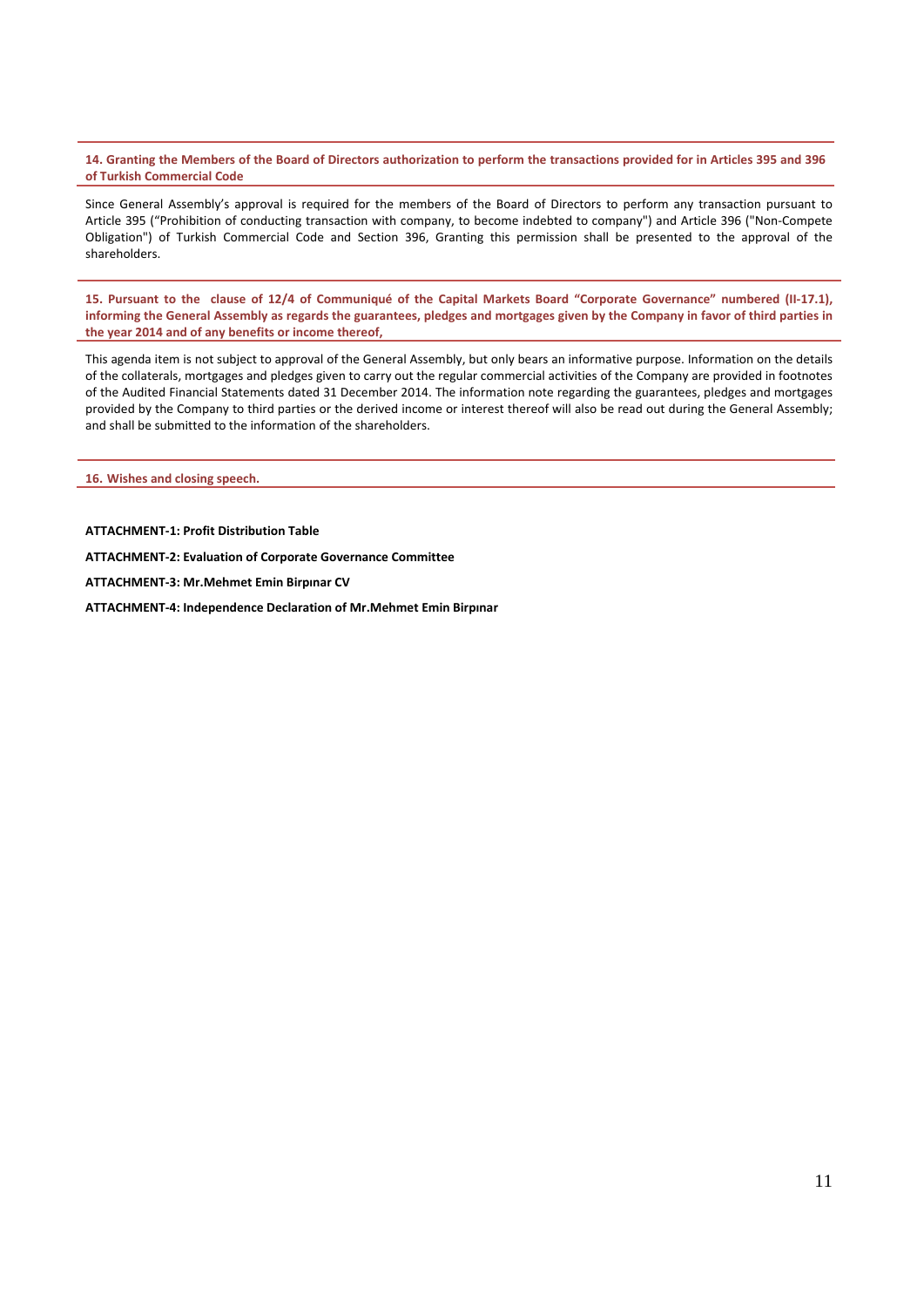### 14. Granting the Members of the Board of Directors authorization to perform the transactions provided for in Articles 395 and 396 of Turkish Commercial Code

Since General Assembly's approval is required for the members of the Board of Directors to perform any transaction pursuant to Article 395 ("Prohibition of conducting transaction with company, to become indebted to company") and Article 396 ("Non-Compete Obligation") of Turkish Commercial Code and Section 396, Granting this permission shall be presented to the approval of the shareholders.

### 15. Pursuant to the clause of 12/4 of Communiqué of the Capital Markets Board "Corporate Governance" numbered (II-17.1), informing the General Assembly as regards the guarantees, pledges and mortgages given by the Company in favor of third parties in the year 2014 and of any benefits or income thereof,

This agenda item is not subject to approval of the General Assembly, but only bears an informative purpose. Information on the details of the collaterals, mortgages and pledges given to carry out the regular commercial activities of the Company are provided in footnotes of the Audited Financial Statements dated 31 December 2014. The information note regarding the guarantees, pledges and mortgages provided by the Company to third parties or the derived income or interest thereof will also be read out during the General Assembly; and shall be submitted to the information of the shareholders.

### 16. Wishes and closing speech.

**ATTACHMENT-1: Profit Distribution Table**

**ATTACHMENT-2: Evaluation of Corporate Governance Committee**

**ATTACHMENT-3: Mr.Mehmet Emin Birpınar CV**

**ATTACHMENT-4: Independence Declaration of Mr.Mehmet Emin Birpınar**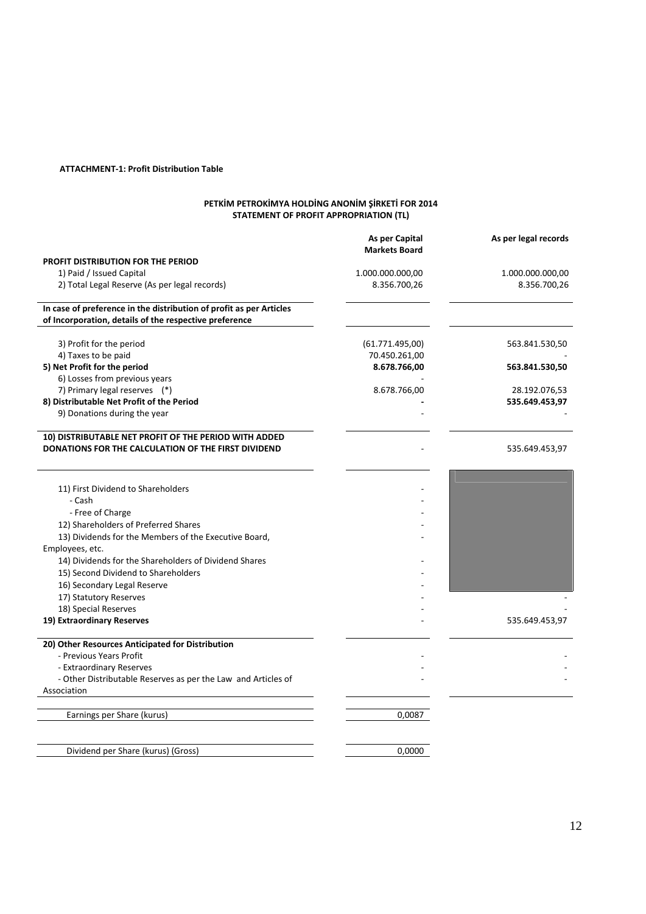**ATTACHMENT-1: Profit Distribution Table**

**PETKİM PETROKİMYA HOLDİNG ANONİM ŞİRKETİ FOR 2014**
**STATEMENT OF PROFIT APPROPRIATION (TL)**

| | As per Capital Markets Board | As per legal records |
|---|---|---|
| **PROFIT DISTRIBUTION FOR THE PERIOD** | | |
| 1) Paid / Issued Capital | 1.000.000.000,00 | 1.000.000.000,00 |
| 2) Total Legal Reserve (As per legal records) | 8.356.700,26 | 8.356.700,26 |
| **In case of preference in the distribution of profit as per Articles of Incorporation, details of the respective preference** | | |
| 3) Profit for the period | (61.771.495,00) | 563.841.530,50 |
| 4) Taxes to be paid | 70.450.261,00 | - |
| **5) Net Profit for the period** | **8.678.766,00** | **563.841.530,50** |
| 6) Losses from previous years | - | |
| 7) Primary legal reserves (*) | 8.678.766,00 | 28.192.076,53 |
| **8) Distributable Net Profit of the Period** | **-** | **535.649.453,97** |
| 9) Donations during the year | - | - |
| **10) DISTRIBUTABLE NET PROFIT OF THE PERIOD WITH ADDED DONATIONS FOR THE CALCULATION OF THE FIRST DIVIDEND** | - | 535.649.453,97 |
| 11) First Dividend to Shareholders | - | |
| - Cash | - | |
| - Free of Charge | - | |
| 12) Shareholders of Preferred Shares | - | |
| 13) Dividends for the Members of the Executive Board, Employees, etc. | - | |
| 14) Dividends for the Shareholders of Dividend Shares | - | |
| 15) Second Dividend to Shareholders | - | |
| 16) Secondary Legal Reserve | - | |
| 17) Statutory Reserves | - | - |
| 18) Special Reserves | - | - |
| **19) Extraordinary Reserves** | - | 535.649.453,97 |
| **20) Other Resources Anticipated for Distribution** | | |
| - Previous Years Profit | - | - |
| - Extraordinary Reserves | - | - |
| - Other Distributable Reserves as per the Law and Articles of Association | - | - |
| Earnings per Share (kurus) | 0,0087 | |
| Dividend per Share (kurus) (Gross) | 0,0000 | |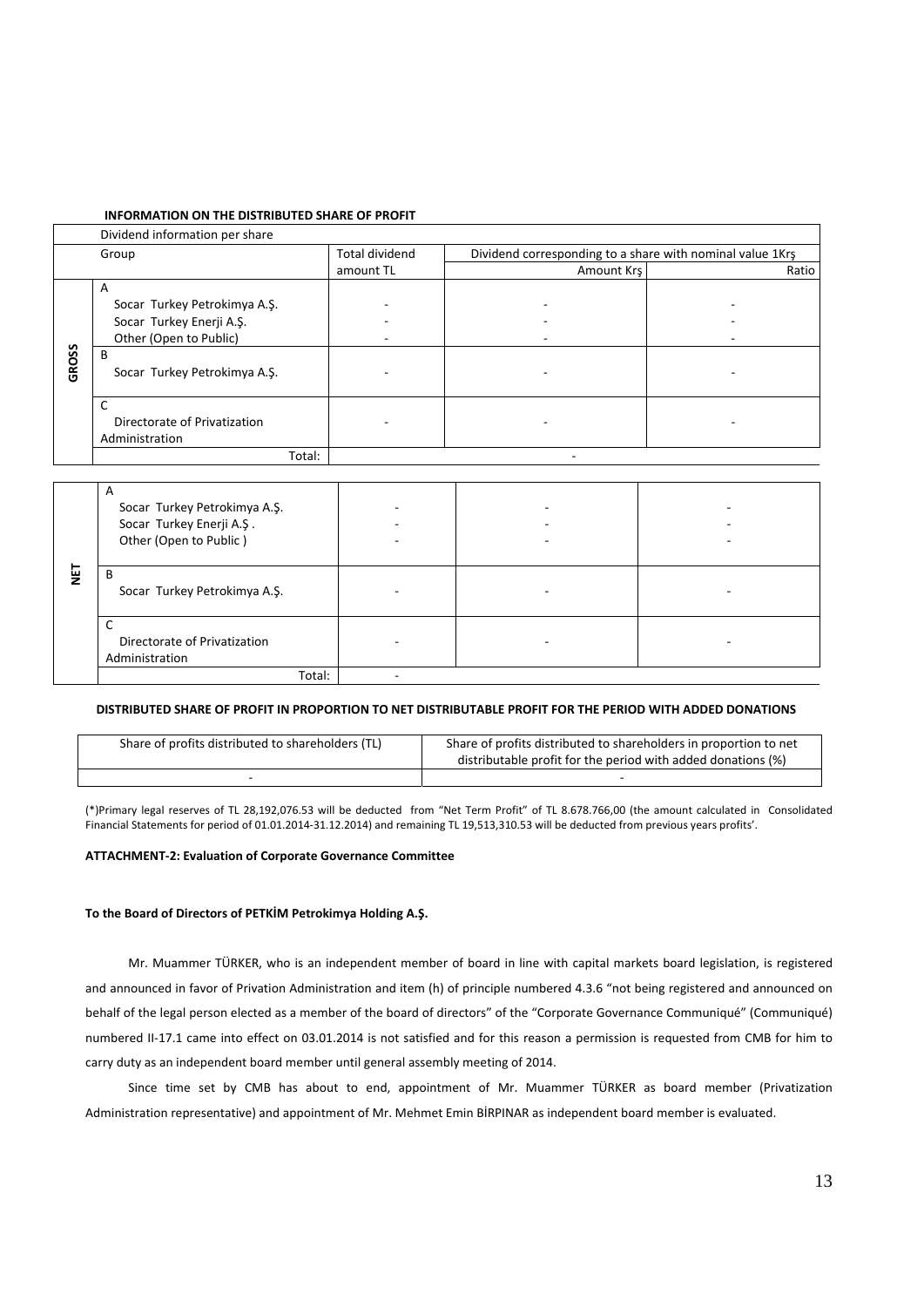**INFORMATION ON THE DISTRIBUTED SHARE OF PROFIT**

| Dividend information per share | | | | |
|---|---|---|---|---|
| | Group | Total dividend amount TL | Dividend corresponding to a share with nominal value 1Krş | |
| | | | Amount Krş | Ratio |
| GROSS | A<br>Socar Turkey Petrokimya A.Ş.<br>Socar Turkey Enerji A.Ş.<br>Other (Open to Public) | -<br>-<br>- | -<br>-<br>- | -<br>-<br>- |
| | B<br>Socar Turkey Petrokimya A.Ş. | - | - | - |
| | C<br>Directorate of Privatization Administration | - | - | - |
| | Total: | | - | |
| NET | A<br>Socar Turkey Petrokimya A.Ş.<br>Socar Turkey Enerji A.Ş .<br>Other (Open to Public ) | -<br>-<br>- | -<br>-<br>- | -<br>-<br>- |
| | B<br>Socar Turkey Petrokimya A.Ş. | - | - | - |
| | C<br>Directorate of Privatization Administration | - | - | - |
| | Total: | - | | |

**DISTRIBUTED SHARE OF PROFIT IN PROPORTION TO NET DISTRIBUTABLE PROFIT FOR THE PERIOD WITH ADDED DONATIONS**

| Share of profits distributed to shareholders (TL) | Share of profits distributed to shareholders in proportion to net distributable profit for the period with added donations (%) |
|---|---|
| - | - |

(*)Primary legal reserves of TL 28,192,076.53 will be deducted from "Net Term Profit" of TL 8.678.766,00 (the amount calculated in Consolidated Financial Statements for period of 01.01.2014-31.12.2014) and remaining TL 19,513,310.53 will be deducted from previous years profits'.

**ATTACHMENT-2: Evaluation of Corporate Governance Committee**

**To the Board of Directors of PETKİM Petrokimya Holding A.Ş.**

Mr. Muammer TÜRKER, who is an independent member of board in line with capital markets board legislation, is registered and announced in favor of Privation Administration and item (h) of principle numbered 4.3.6 "not being registered and announced on behalf of the legal person elected as a member of the board of directors" of the "Corporate Governance Communiqué" (Communiqué) numbered II-17.1 came into effect on 03.01.2014 is not satisfied and for this reason a permission is requested from CMB for him to carry duty as an independent board member until general assembly meeting of 2014.

Since time set by CMB has about to end, appointment of Mr. Muammer TÜRKER as board member (Privatization Administration representative) and appointment of Mr. Mehmet Emin BİRPINAR as independent board member is evaluated.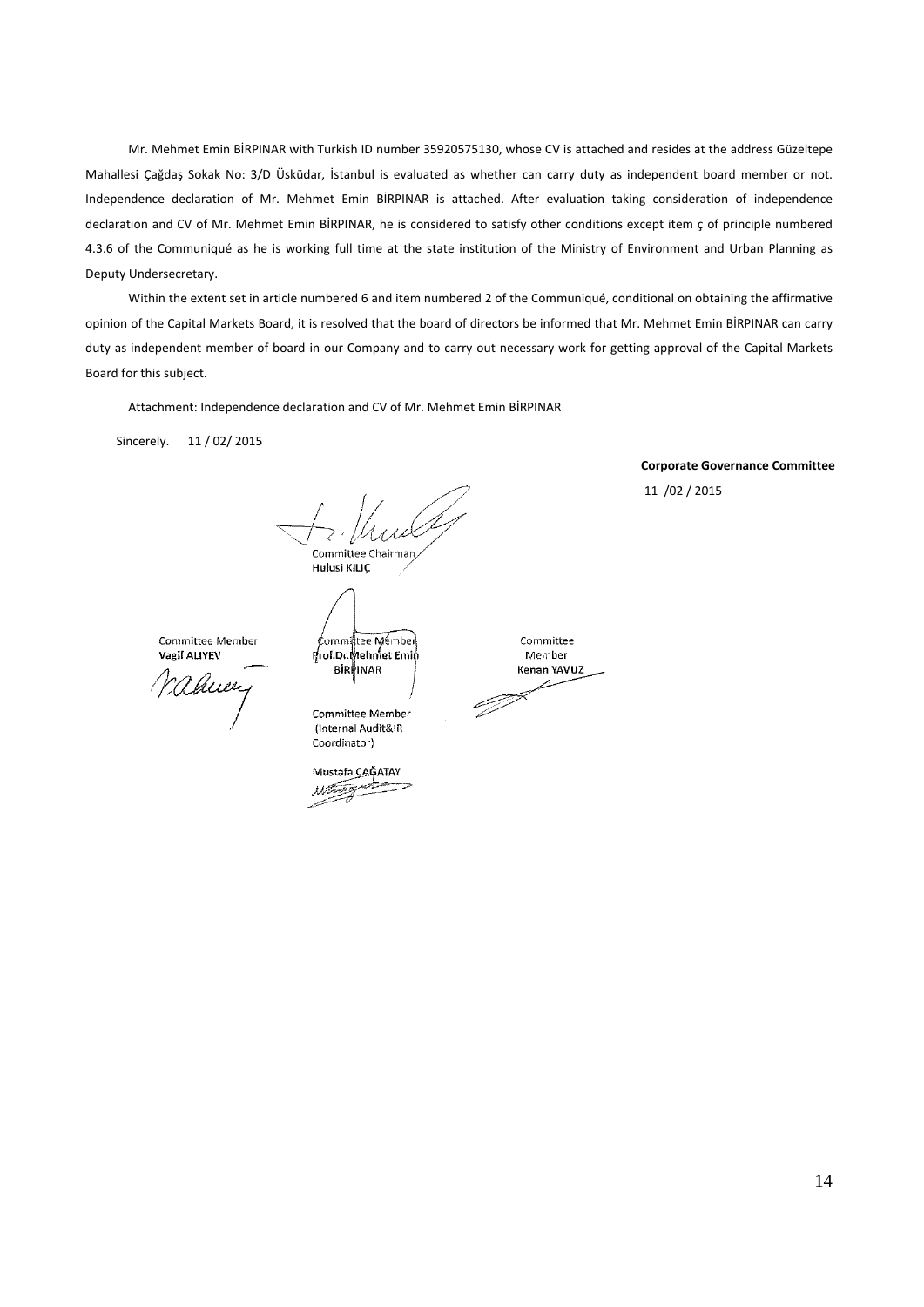Mr. Mehmet Emin BİRPINAR with Turkish ID number 35920575130, whose CV is attached and resides at the address Güzeltepe Mahallesi Çağdaş Sokak No: 3/D Üsküdar, İstanbul is evaluated as whether can carry duty as independent board member or not. Independence declaration of Mr. Mehmet Emin BİRPINAR is attached. After evaluation taking consideration of independence declaration and CV of Mr. Mehmet Emin BİRPINAR, he is considered to satisfy other conditions except item ç of principle numbered 4.3.6 of the Communiqué as he is working full time at the state institution of the Ministry of Environment and Urban Planning as Deputy Undersecretary.

Within the extent set in article numbered 6 and item numbered 2 of the Communiqué, conditional on obtaining the affirmative opinion of the Capital Markets Board, it is resolved that the board of directors be informed that Mr. Mehmet Emin BİRPINAR can carry duty as independent member of board in our Company and to carry out necessary work for getting approval of the Capital Markets Board for this subject.

Attachment: Independence declaration and CV of Mr. Mehmet Emin BİRPINAR

Sincerely. 11 / 02/ 2015

**Corporate Governance Committee**

11 /02 / 2015

Committee Chairman
**Hulusi KILIÇ**

Committee Member
**Vagif ALIYEV**

Committee Member
**Prof.Dr.Mehmet Emin BİRPINAR**

Committee Member
**Kenan YAVUZ**

Committee Member
(Internal Audit&IR Coordinator)

**Mustafa ÇAĞATAY**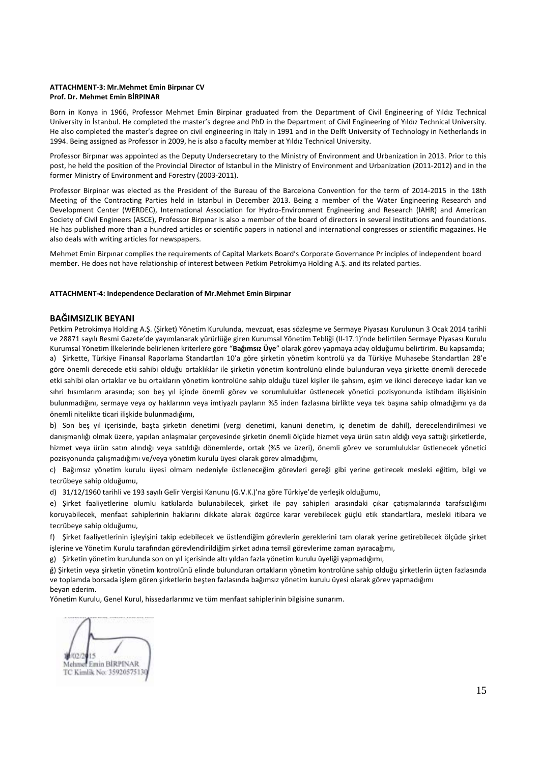**ATTACHMENT-3: Mr.Mehmet Emin Birpınar CV**
**Prof. Dr. Mehmet Emin BİRPINAR**

Born in Konya in 1966, Professor Mehmet Emin Birpinar graduated from the Department of Civil Engineering of Yıldız Technical University in İstanbul. He completed the master's degree and PhD in the Department of Civil Engineering of Yıldız Technical University. He also completed the master's degree on civil engineering in Italy in 1991 and in the Delft University of Technology in Netherlands in 1994. Being assigned as Professor in 2009, he is also a faculty member at Yıldız Technical University.

Professor Birpınar was appointed as the Deputy Undersecretary to the Ministry of Environment and Urbanization in 2013. Prior to this post, he held the position of the Provincial Director of Istanbul in the Ministry of Environment and Urbanization (2011-2012) and in the former Ministry of Environment and Forestry (2003-2011).

Professor Birpinar was elected as the President of the Bureau of the Barcelona Convention for the term of 2014-2015 in the 18th Meeting of the Contracting Parties held in Istanbul in December 2013. Being a member of the Water Engineering Research and Development Center (WERDEC), International Association for Hydro-Environment Engineering and Research (IAHR) and American Society of Civil Engineers (ASCE), Professor Birpınar is also a member of the board of directors in several institutions and foundations. He has published more than a hundred articles or scientific papers in national and international congresses or scientific magazines. He also deals with writing articles for newspapers.

Mehmet Emin Birpınar complies the requirements of Capital Markets Board's Corporate Governance Pr inciples of independent board member. He does not have relationship of interest between Petkim Petrokimya Holding A.Ş. and its related parties.

**ATTACHMENT-4: Independence Declaration of Mr.Mehmet Emin Birpınar**

## BAĞIMSIZLIK BEYANI

Petkim Petrokimya Holding A.Ş. (Şirket) Yönetim Kurulunda, mevzuat, esas sözleşme ve Sermaye Piyasası Kurulunun 3 Ocak 2014 tarihli ve 28871 sayılı Resmi Gazete'de yayımlanarak yürürlüğe giren Kurumsal Yönetim Tebliği (II-17.1)'nde belirtilen Sermaye Piyasası Kurulu Kurumsal Yönetim İlkelerinde belirlenen kriterlere göre "**Bağımsız Üye**" olarak görev yapmaya aday olduğumu belirtirim. Bu kapsamda;

a) Şirkette, Türkiye Finansal Raporlama Standartları 10'a göre şirketin yönetim kontrolü ya da Türkiye Muhasebe Standartları 28'e göre önemli derecede etki sahibi olduğu ortaklıklar ile şirketin yönetim kontrolünü elinde bulunduran veya şirkette önemli derecede etki sahibi olan ortaklar ve bu ortakların yönetim kontrolüne sahip olduğu tüzel kişiler ile şahsım, eşim ve ikinci dereceye kadar kan ve sıhri hısımlarım arasında; son beş yıl içinde önemli görev ve sorumluluklar üstlenecek yönetici pozisyonunda istihdam ilişkisinin bulunmadığını, sermaye veya oy haklarının veya imtiyazlı payların %5 inden fazlasına birlikte veya tek başına sahip olmadığımı ya da önemli nitelikte ticari ilişkide bulunmadığımı,

b) Son beş yıl içerisinde, başta şirketin denetimi (vergi denetimi, kanuni denetim, iç denetim de dahil), derecelendirilmesi ve danışmanlığı olmak üzere, yapılan anlaşmalar çerçevesinde şirketin önemli ölçüde hizmet veya ürün satın aldığı veya sattığı şirketlerde, hizmet veya ürün satın alındığı veya satıldığı dönemlerde, ortak (%5 ve üzeri), önemli görev ve sorumluluklar üstlenecek yönetici pozisyonunda çalışmadığımı ve/veya yönetim kurulu üyesi olarak görev almadığımı,

c) Bağımsız yönetim kurulu üyesi olmam nedeniyle üstleneceğim görevleri gereği gibi yerine getirecek mesleki eğitim, bilgi ve tecrübeye sahip olduğumu,

d) 31/12/1960 tarihli ve 193 sayılı Gelir Vergisi Kanunu (G.V.K.)'na göre Türkiye'de yerleşik olduğumu,

e) Şirket faaliyetlerine olumlu katkılarda bulunabilecek, şirket ile pay sahipleri arasındaki çıkar çatışmalarında tarafsızlığımı koruyabilecek, menfaat sahiplerinin haklarını dikkate alarak özgürce karar verebilecek güçlü etik standartlara, mesleki itibara ve tecrübeye sahip olduğumu,

f) Şirket faaliyetlerinin işleyişini takip edebilecek ve üstlendiğim görevlerin gereklerini tam olarak yerine getirebilecek ölçüde şirket işlerine ve Yönetim Kurulu tarafından görevlendirildiğim şirket adına temsil görevlerime zaman ayıracağımı,

g) Şirketin yönetim kurulunda son on yıl içerisinde altı yıldan fazla yönetim kurulu üyeliği yapmadığımı,

ğ) Şirketin veya şirketin yönetim kontrolünü elinde bulunduran ortakların yönetim kontrolüne sahip olduğu şirketlerin üçten fazlasında ve toplamda borsada işlem gören şirketlerin beşten fazlasında bağımsız yönetim kurulu üyesi olarak görev yapmadığımı

beyan ederim.

Yönetim Kurulu, Genel Kurul, hissedarlarımız ve tüm menfaat sahiplerinin bilgisine sunarım.

1?/02/2015
Mehmet Emin BİRPINAR
TC Kimlik No: 35920575130